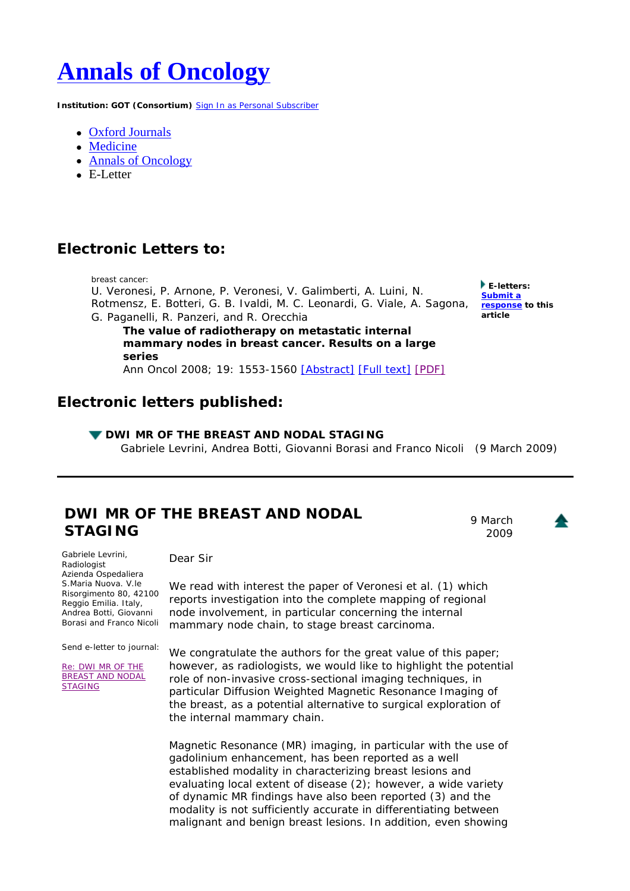# Annals of Oncology

**Institution: GOT (Consortium)** Sign In as Personal Subscriber

- Oxford Journals
- Medicine
- Annals of Oncology
- E-Letter

## Electronic Letters to:

breast cancer:
U. Veronesi, P. Arnone, P. Veronesi, V. Galimberti, A. Luini, N. Rotmensz, E. Botteri, G. B. Ivaldi, M. C. Leonardi, G. Viale, A. Sagona, G. Paganelli, R. Panzeri, and R. Orecchia

**The value of radiotherapy on metastatic internal mammary nodes in breast cancer. Results on a large series**
Ann Oncol 2008; 19: 1553-1560 [Abstract] [Full text] [PDF]

**E-letters:** **Submit a response** **to this article**

## Electronic letters published:

**DWI MR OF THE BREAST AND NODAL STAGING**
Gabriele Levrini, Andrea Botti, Giovanni Borasi and Franco Nicoli (9 March 2009)

---

## DWI MR OF THE BREAST AND NODAL STAGING

9 March 2009

Gabriele Levrini, Radiologist
Azienda Ospedaliera S.Maria Nuova. V.le Risorgimento 80, 42100 Reggio Emilia. Italy,
Andrea Botti, Giovanni Borasi and Franco Nicoli

Send e-letter to journal:

Re: DWI MR OF THE BREAST AND NODAL STAGING

Dear Sir

We read with interest the paper of Veronesi et al. (1) which reports investigation into the complete mapping of regional node involvement, in particular concerning the internal mammary node chain, to stage breast carcinoma.

We congratulate the authors for the great value of this paper; however, as radiologists, we would like to highlight the potential role of non-invasive cross-sectional imaging techniques, in particular Diffusion Weighted Magnetic Resonance Imaging of the breast, as a potential alternative to surgical exploration of the internal mammary chain.

Magnetic Resonance (MR) imaging, in particular with the use of gadolinium enhancement, has been reported as a well established modality in characterizing breast lesions and evaluating local extent of disease (2); however, a wide variety of dynamic MR findings have also been reported (3) and the modality is not sufficiently accurate in differentiating between malignant and benign breast lesions. In addition, even showing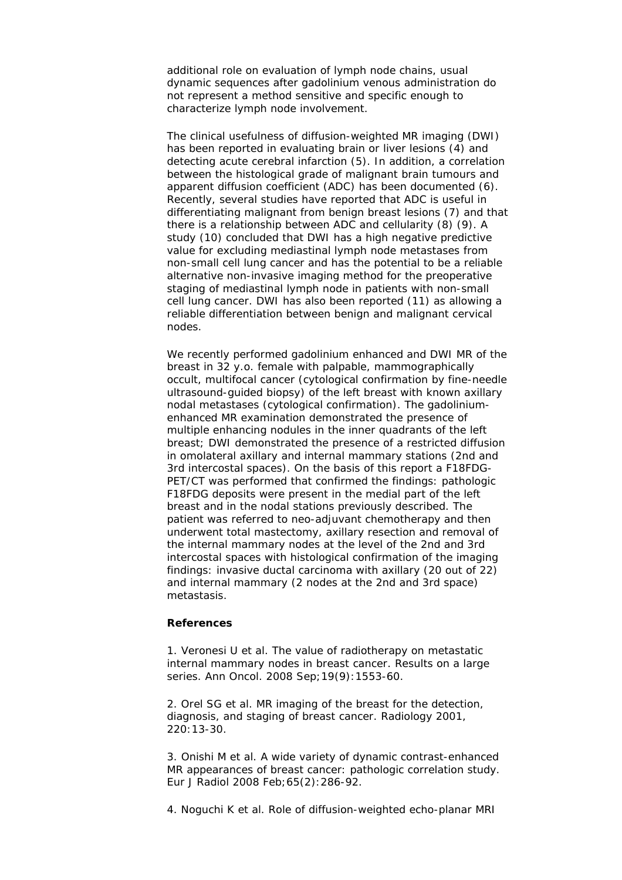additional role on evaluation of lymph node chains, usual dynamic sequences after gadolinium venous administration do not represent a method sensitive and specific enough to characterize lymph node involvement.

The clinical usefulness of diffusion-weighted MR imaging (DWI) has been reported in evaluating brain or liver lesions (4) and detecting acute cerebral infarction (5). In addition, a correlation between the histological grade of malignant brain tumours and apparent diffusion coefficient (ADC) has been documented (6). Recently, several studies have reported that ADC is useful in differentiating malignant from benign breast lesions (7) and that there is a relationship between ADC and cellularity (8) (9). A study (10) concluded that DWI has a high negative predictive value for excluding mediastinal lymph node metastases from non-small cell lung cancer and has the potential to be a reliable alternative non-invasive imaging method for the preoperative staging of mediastinal lymph node in patients with non-small cell lung cancer. DWI has also been reported (11) as allowing a reliable differentiation between benign and malignant cervical nodes.

We recently performed gadolinium enhanced and DWI MR of the breast in 32 y.o. female with palpable, mammographically occult, multifocal cancer (cytological confirmation by fine-needle ultrasound-guided biopsy) of the left breast with known axillary nodal metastases (cytological confirmation). The gadolinium-enhanced MR examination demonstrated the presence of multiple enhancing nodules in the inner quadrants of the left breast; DWI demonstrated the presence of a restricted diffusion in omolateral axillary and internal mammary stations (2nd and 3rd intercostal spaces). On the basis of this report a F18FDG-PET/CT was performed that confirmed the findings: pathologic F18FDG deposits were present in the medial part of the left breast and in the nodal stations previously described. The patient was referred to neo-adjuvant chemotherapy and then underwent total mastectomy, axillary resection and removal of the internal mammary nodes at the level of the 2nd and 3rd intercostal spaces with histological confirmation of the imaging findings: invasive ductal carcinoma with axillary (20 out of 22) and internal mammary (2 nodes at the 2nd and 3rd space) metastasis.

**References**

1. Veronesi U et al. The value of radiotherapy on metastatic internal mammary nodes in breast cancer. Results on a large series. Ann Oncol. 2008 Sep;19(9):1553-60.

2. Orel SG et al. MR imaging of the breast for the detection, diagnosis, and staging of breast cancer. Radiology 2001, 220:13-30.

3. Onishi M et al. A wide variety of dynamic contrast-enhanced MR appearances of breast cancer: pathologic correlation study. Eur J Radiol 2008 Feb;65(2):286-92.

4. Noguchi K et al. Role of diffusion-weighted echo-planar MRI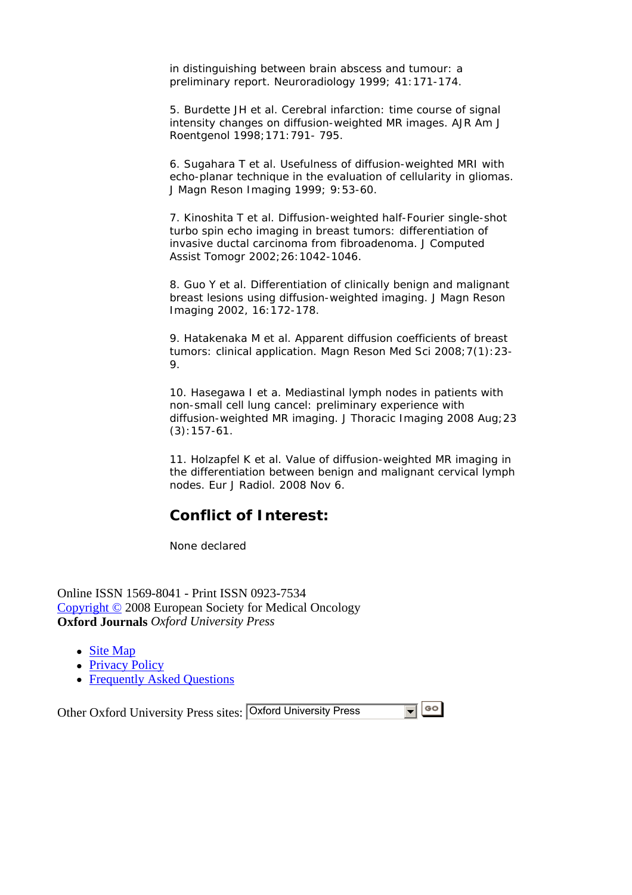in distinguishing between brain abscess and tumour: a preliminary report. Neuroradiology 1999; 41:171-174.

5. Burdette JH et al. Cerebral infarction: time course of signal intensity changes on diffusion-weighted MR images. AJR Am J Roentgenol 1998;171:791- 795.

6. Sugahara T et al. Usefulness of diffusion-weighted MRI with echo-planar technique in the evaluation of cellularity in gliomas. J Magn Reson Imaging 1999; 9:53-60.

7. Kinoshita T et al. Diffusion-weighted half-Fourier single-shot turbo spin echo imaging in breast tumors: differentiation of invasive ductal carcinoma from fibroadenoma. J Computed Assist Tomogr 2002;26:1042-1046.

8. Guo Y et al. Differentiation of clinically benign and malignant breast lesions using diffusion-weighted imaging. J Magn Reson Imaging 2002, 16:172-178.

9. Hatakenaka M et al. Apparent diffusion coefficients of breast tumors: clinical application. Magn Reson Med Sci 2008;7(1):23-9.

10. Hasegawa I et a. Mediastinal lymph nodes in patients with non-small cell lung cancel: preliminary experience with diffusion-weighted MR imaging. J Thoracic Imaging 2008 Aug;23 (3):157-61.

11. Holzapfel K et al. Value of diffusion-weighted MR imaging in the differentiation between benign and malignant cervical lymph nodes. Eur J Radiol. 2008 Nov 6.

## Conflict of Interest:

None declared

Online ISSN 1569-8041 - Print ISSN 0923-7534
Copyright © 2008 European Society for Medical Oncology
**Oxford Journals** *Oxford University Press*

- Site Map
- Privacy Policy
- Frequently Asked Questions

Other Oxford University Press sites: Oxford University Press GO